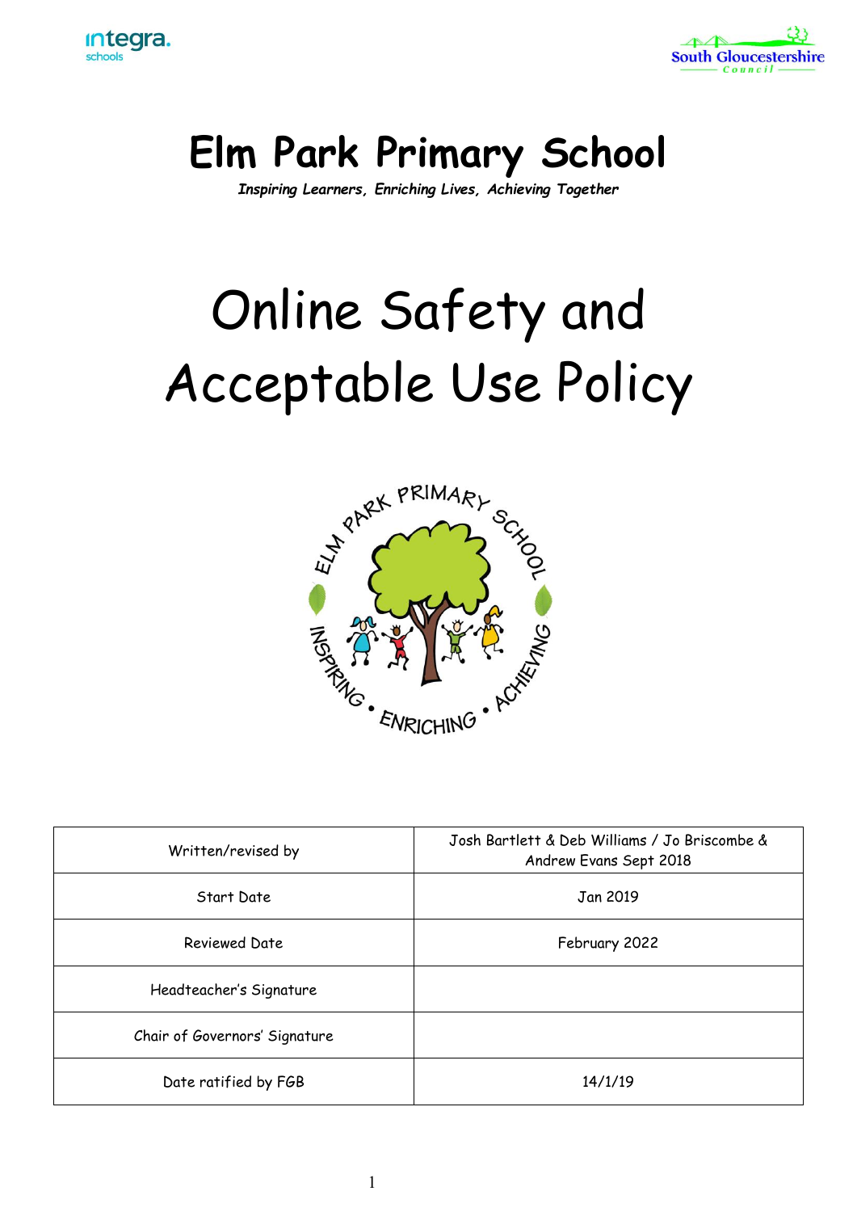# Elm Park Primary School

***Inspiring Learners, Enriching Lives, Achieving Together***

# Online Safety and Acceptable Use Policy

| | |
|---|---|
| Written/revised by | Josh Bartlett & Deb Williams / Jo Briscombe & Andrew Evans Sept 2018 |
| Start Date | Jan 2019 |
| Reviewed Date | February 2022 |
| Headteacher's Signature | |
| Chair of Governors' Signature | |
| Date ratified by FGB | 14/1/19 |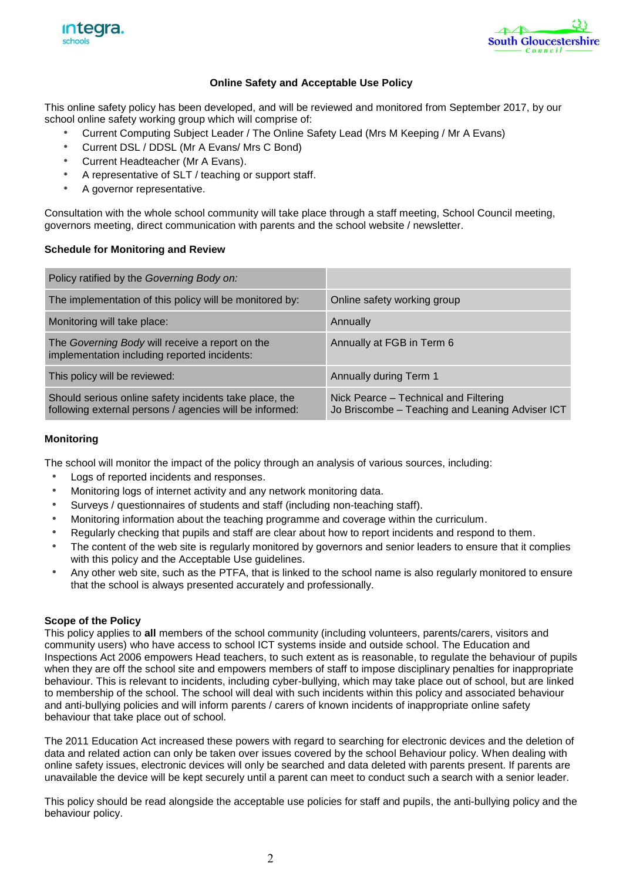**Online Safety and Acceptable Use Policy**

This online safety policy has been developed, and will be reviewed and monitored from September 2017, by our school online safety working group which will comprise of:

- Current Computing Subject Leader / The Online Safety Lead (Mrs M Keeping / Mr A Evans)
- Current DSL / DDSL (Mr A Evans/ Mrs C Bond)
- Current Headteacher (Mr A Evans).
- A representative of SLT / teaching or support staff.
- A governor representative.

Consultation with the whole school community will take place through a staff meeting, School Council meeting, governors meeting, direct communication with parents and the school website / newsletter.

**Schedule for Monitoring and Review**

| Policy ratified by the *Governing Body on:* | |
|---|---|
| The implementation of this policy will be monitored by: | Online safety working group |
| Monitoring will take place: | Annually |
| The *Governing Body* will receive a report on the implementation including reported incidents: | Annually at FGB in Term 6 |
| This policy will be reviewed: | Annually during Term 1 |
| Should serious online safety incidents take place, the following external persons / agencies will be informed: | Nick Pearce – Technical and Filtering<br>Jo Briscombe – Teaching and Leaning Adviser ICT |

**Monitoring**

The school will monitor the impact of the policy through an analysis of various sources, including:

- Logs of reported incidents and responses.
- Monitoring logs of internet activity and any network monitoring data.
- Surveys / questionnaires of students and staff (including non-teaching staff).
- Monitoring information about the teaching programme and coverage within the curriculum.
- Regularly checking that pupils and staff are clear about how to report incidents and respond to them.
- The content of the web site is regularly monitored by governors and senior leaders to ensure that it complies with this policy and the Acceptable Use guidelines.
- Any other web site, such as the PTFA, that is linked to the school name is also regularly monitored to ensure that the school is always presented accurately and professionally.

**Scope of the Policy**

This policy applies to **all** members of the school community (including volunteers, parents/carers, visitors and community users) who have access to school ICT systems inside and outside school. The Education and Inspections Act 2006 empowers Head teachers, to such extent as is reasonable, to regulate the behaviour of pupils when they are off the school site and empowers members of staff to impose disciplinary penalties for inappropriate behaviour. This is relevant to incidents, including cyber-bullying, which may take place out of school, but are linked to membership of the school. The school will deal with such incidents within this policy and associated behaviour and anti-bullying policies and will inform parents / carers of known incidents of inappropriate online safety behaviour that take place out of school.

The 2011 Education Act increased these powers with regard to searching for electronic devices and the deletion of data and related action can only be taken over issues covered by the school Behaviour policy. When dealing with online safety issues, electronic devices will only be searched and data deleted with parents present. If parents are unavailable the device will be kept securely until a parent can meet to conduct such a search with a senior leader.

This policy should be read alongside the acceptable use policies for staff and pupils, the anti-bullying policy and the behaviour policy.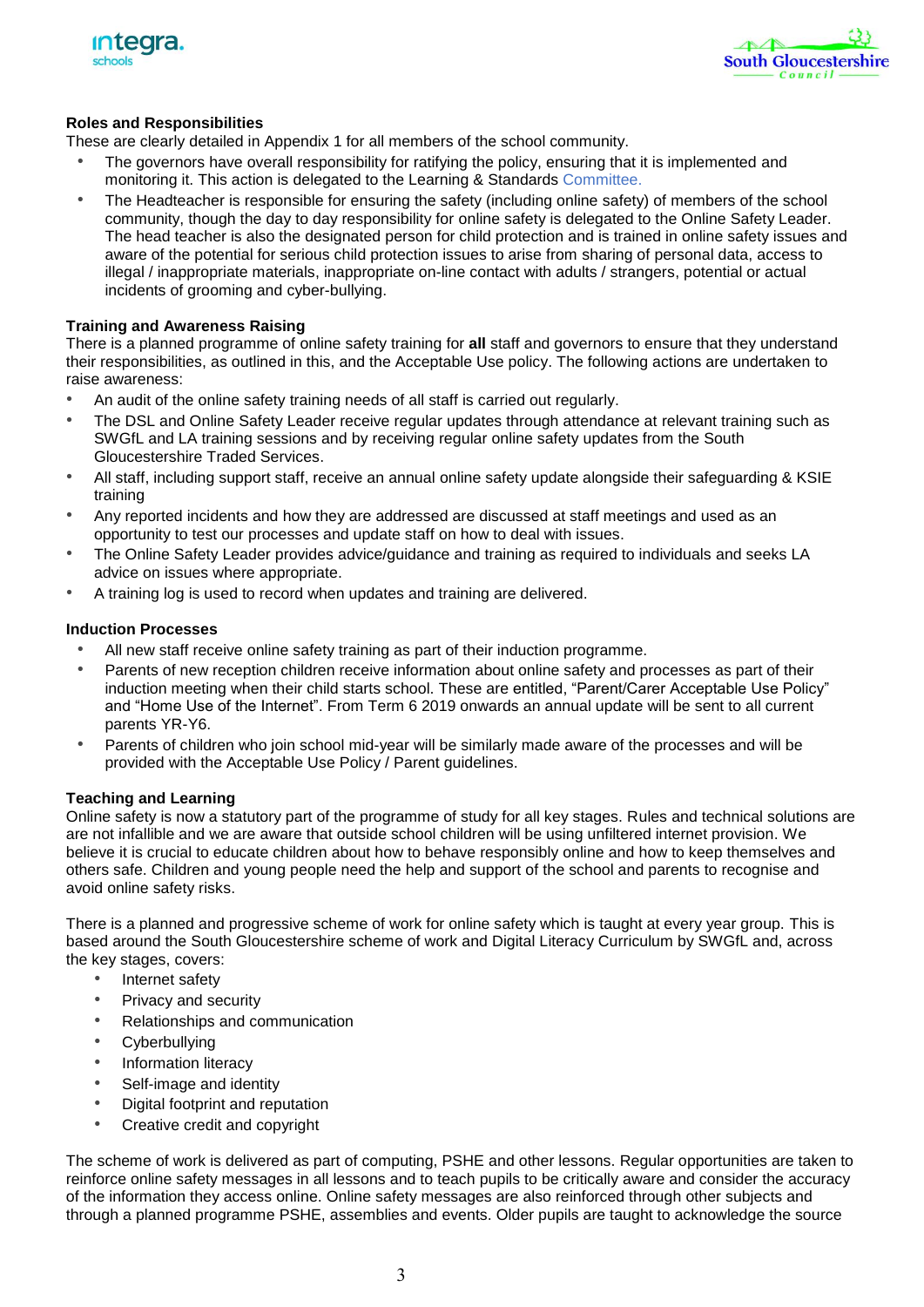**Roles and Responsibilities**

These are clearly detailed in Appendix 1 for all members of the school community.

- The governors have overall responsibility for ratifying the policy, ensuring that it is implemented and monitoring it. This action is delegated to the Learning & Standards Committee.
- The Headteacher is responsible for ensuring the safety (including online safety) of members of the school community, though the day to day responsibility for online safety is delegated to the Online Safety Leader. The head teacher is also the designated person for child protection and is trained in online safety issues and aware of the potential for serious child protection issues to arise from sharing of personal data, access to illegal / inappropriate materials, inappropriate on-line contact with adults / strangers, potential or actual incidents of grooming and cyber-bullying.

**Training and Awareness Raising**

There is a planned programme of online safety training for **all** staff and governors to ensure that they understand their responsibilities, as outlined in this, and the Acceptable Use policy. The following actions are undertaken to raise awareness:

- An audit of the online safety training needs of all staff is carried out regularly.
- The DSL and Online Safety Leader receive regular updates through attendance at relevant training such as SWGfL and LA training sessions and by receiving regular online safety updates from the South Gloucestershire Traded Services.
- All staff, including support staff, receive an annual online safety update alongside their safeguarding & KSIE training
- Any reported incidents and how they are addressed are discussed at staff meetings and used as an opportunity to test our processes and update staff on how to deal with issues.
- The Online Safety Leader provides advice/guidance and training as required to individuals and seeks LA advice on issues where appropriate.
- A training log is used to record when updates and training are delivered.

**Induction Processes**

- All new staff receive online safety training as part of their induction programme.
- Parents of new reception children receive information about online safety and processes as part of their induction meeting when their child starts school. These are entitled, "Parent/Carer Acceptable Use Policy" and "Home Use of the Internet". From Term 6 2019 onwards an annual update will be sent to all current parents YR-Y6.
- Parents of children who join school mid-year will be similarly made aware of the processes and will be provided with the Acceptable Use Policy / Parent guidelines.

**Teaching and Learning**

Online safety is now a statutory part of the programme of study for all key stages. Rules and technical solutions are are not infallible and we are aware that outside school children will be using unfiltered internet provision. We believe it is crucial to educate children about how to behave responsibly online and how to keep themselves and others safe. Children and young people need the help and support of the school and parents to recognise and avoid online safety risks.

There is a planned and progressive scheme of work for online safety which is taught at every year group. This is based around the South Gloucestershire scheme of work and Digital Literacy Curriculum by SWGfL and, across the key stages, covers:

- Internet safety
- Privacy and security
- Relationships and communication
- Cyberbullying
- Information literacy
- Self-image and identity
- Digital footprint and reputation
- Creative credit and copyright

The scheme of work is delivered as part of computing, PSHE and other lessons. Regular opportunities are taken to reinforce online safety messages in all lessons and to teach pupils to be critically aware and consider the accuracy of the information they access online. Online safety messages are also reinforced through other subjects and through a planned programme PSHE, assemblies and events. Older pupils are taught to acknowledge the source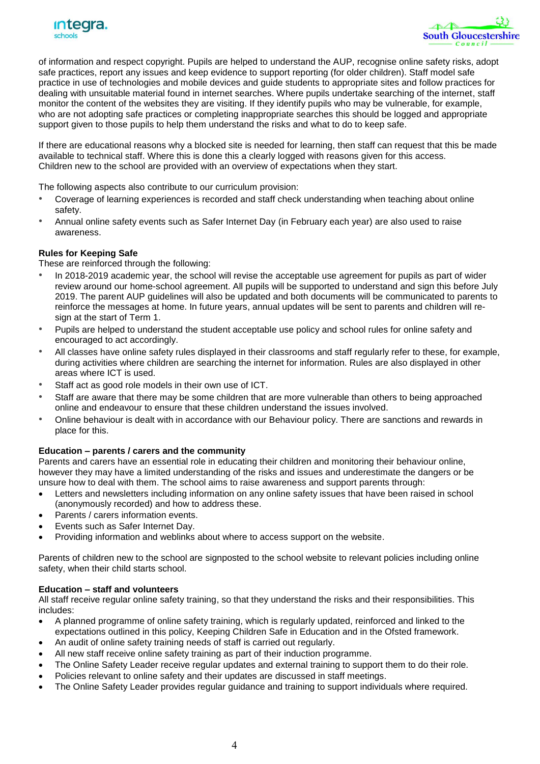of information and respect copyright. Pupils are helped to understand the AUP, recognise online safety risks, adopt safe practices, report any issues and keep evidence to support reporting (for older children). Staff model safe practice in use of technologies and mobile devices and guide students to appropriate sites and follow practices for dealing with unsuitable material found in internet searches. Where pupils undertake searching of the internet, staff monitor the content of the websites they are visiting. If they identify pupils who may be vulnerable, for example, who are not adopting safe practices or completing inappropriate searches this should be logged and appropriate support given to those pupils to help them understand the risks and what to do to keep safe.

If there are educational reasons why a blocked site is needed for learning, then staff can request that this be made available to technical staff. Where this is done this a clearly logged with reasons given for this access. Children new to the school are provided with an overview of expectations when they start.

The following aspects also contribute to our curriculum provision:

- Coverage of learning experiences is recorded and staff check understanding when teaching about online safety.
- Annual online safety events such as Safer Internet Day (in February each year) are also used to raise awareness.

**Rules for Keeping Safe**

These are reinforced through the following:

- In 2018-2019 academic year, the school will revise the acceptable use agreement for pupils as part of wider review around our home-school agreement. All pupils will be supported to understand and sign this before July 2019. The parent AUP guidelines will also be updated and both documents will be communicated to parents to reinforce the messages at home. In future years, annual updates will be sent to parents and children will re-sign at the start of Term 1.
- Pupils are helped to understand the student acceptable use policy and school rules for online safety and encouraged to act accordingly.
- All classes have online safety rules displayed in their classrooms and staff regularly refer to these, for example, during activities where children are searching the internet for information. Rules are also displayed in other areas where ICT is used.
- Staff act as good role models in their own use of ICT.
- Staff are aware that there may be some children that are more vulnerable than others to being approached online and endeavour to ensure that these children understand the issues involved.
- Online behaviour is dealt with in accordance with our Behaviour policy. There are sanctions and rewards in place for this.

**Education – parents / carers and the community**

Parents and carers have an essential role in educating their children and monitoring their behaviour online, however they may have a limited understanding of the risks and issues and underestimate the dangers or be unsure how to deal with them. The school aims to raise awareness and support parents through:

- Letters and newsletters including information on any online safety issues that have been raised in school (anonymously recorded) and how to address these.
- Parents / carers information events.
- Events such as Safer Internet Day.
- Providing information and weblinks about where to access support on the website.

Parents of children new to the school are signposted to the school website to relevant policies including online safety, when their child starts school.

**Education – staff and volunteers**

All staff receive regular online safety training, so that they understand the risks and their responsibilities. This includes:

- A planned programme of online safety training, which is regularly updated, reinforced and linked to the expectations outlined in this policy, Keeping Children Safe in Education and in the Ofsted framework.
- An audit of online safety training needs of staff is carried out regularly.
- All new staff receive online safety training as part of their induction programme.
- The Online Safety Leader receive regular updates and external training to support them to do their role.
- Policies relevant to online safety and their updates are discussed in staff meetings.
- The Online Safety Leader provides regular guidance and training to support individuals where required.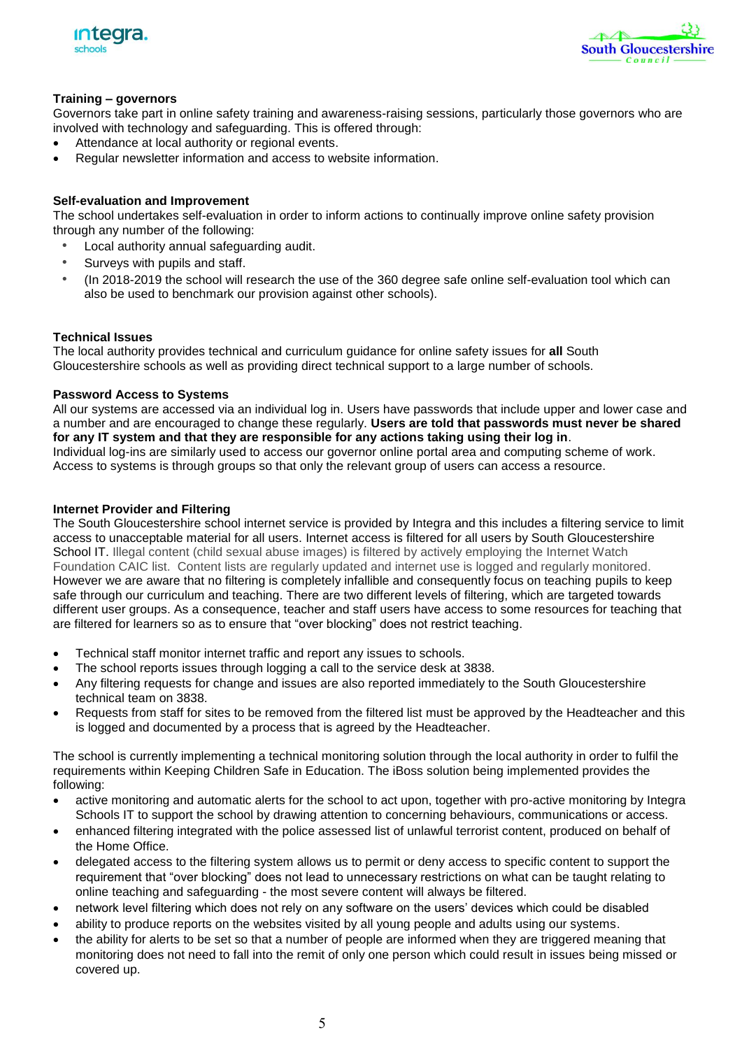**Training – governors**

Governors take part in online safety training and awareness-raising sessions, particularly those governors who are involved with technology and safeguarding. This is offered through:

- Attendance at local authority or regional events.
- Regular newsletter information and access to website information.

**Self-evaluation and Improvement**

The school undertakes self-evaluation in order to inform actions to continually improve online safety provision through any number of the following:

- Local authority annual safeguarding audit.
- Surveys with pupils and staff.
- (In 2018-2019 the school will research the use of the 360 degree safe online self-evaluation tool which can also be used to benchmark our provision against other schools).

**Technical Issues**

The local authority provides technical and curriculum guidance for online safety issues for **all** South Gloucestershire schools as well as providing direct technical support to a large number of schools.

**Password Access to Systems**

All our systems are accessed via an individual log in. Users have passwords that include upper and lower case and a number and are encouraged to change these regularly. **Users are told that passwords must never be shared for any IT system and that they are responsible for any actions taking using their log in**.
Individual log-ins are similarly used to access our governor online portal area and computing scheme of work. Access to systems is through groups so that only the relevant group of users can access a resource.

**Internet Provider and Filtering**

The South Gloucestershire school internet service is provided by Integra and this includes a filtering service to limit access to unacceptable material for all users. Internet access is filtered for all users by South Gloucestershire School IT. Illegal content (child sexual abuse images) is filtered by actively employing the Internet Watch Foundation CAIC list. Content lists are regularly updated and internet use is logged and regularly monitored. However we are aware that no filtering is completely infallible and consequently focus on teaching pupils to keep safe through our curriculum and teaching. There are two different levels of filtering, which are targeted towards different user groups. As a consequence, teacher and staff users have access to some resources for teaching that are filtered for learners so as to ensure that "over blocking" does not restrict teaching.

- Technical staff monitor internet traffic and report any issues to schools.
- The school reports issues through logging a call to the service desk at 3838.
- Any filtering requests for change and issues are also reported immediately to the South Gloucestershire technical team on 3838.
- Requests from staff for sites to be removed from the filtered list must be approved by the Headteacher and this is logged and documented by a process that is agreed by the Headteacher.

The school is currently implementing a technical monitoring solution through the local authority in order to fulfil the requirements within Keeping Children Safe in Education. The iBoss solution being implemented provides the following:

- active monitoring and automatic alerts for the school to act upon, together with pro-active monitoring by Integra Schools IT to support the school by drawing attention to concerning behaviours, communications or access.
- enhanced filtering integrated with the police assessed list of unlawful terrorist content, produced on behalf of the Home Office.
- delegated access to the filtering system allows us to permit or deny access to specific content to support the requirement that "over blocking" does not lead to unnecessary restrictions on what can be taught relating to online teaching and safeguarding - the most severe content will always be filtered.
- network level filtering which does not rely on any software on the users' devices which could be disabled
- ability to produce reports on the websites visited by all young people and adults using our systems.
- the ability for alerts to be set so that a number of people are informed when they are triggered meaning that monitoring does not need to fall into the remit of only one person which could result in issues being missed or covered up.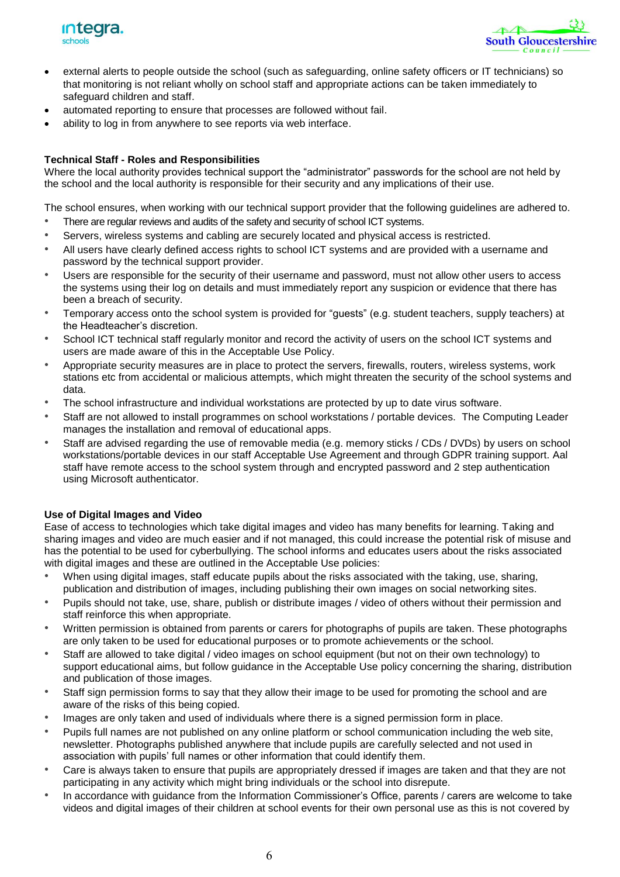- external alerts to people outside the school (such as safeguarding, online safety officers or IT technicians) so that monitoring is not reliant wholly on school staff and appropriate actions can be taken immediately to safeguard children and staff.
- automated reporting to ensure that processes are followed without fail.
- ability to log in from anywhere to see reports via web interface.

**Technical Staff - Roles and Responsibilities**
Where the local authority provides technical support the "administrator" passwords for the school are not held by the school and the local authority is responsible for their security and any implications of their use.

The school ensures, when working with our technical support provider that the following guidelines are adhered to.

- There are regular reviews and audits of the safety and security of school ICT systems.
- Servers, wireless systems and cabling are securely located and physical access is restricted.
- All users have clearly defined access rights to school ICT systems and are provided with a username and password by the technical support provider.
- Users are responsible for the security of their username and password, must not allow other users to access the systems using their log on details and must immediately report any suspicion or evidence that there has been a breach of security.
- Temporary access onto the school system is provided for "guests" (e.g. student teachers, supply teachers) at the Headteacher's discretion.
- School ICT technical staff regularly monitor and record the activity of users on the school ICT systems and users are made aware of this in the Acceptable Use Policy.
- Appropriate security measures are in place to protect the servers, firewalls, routers, wireless systems, work stations etc from accidental or malicious attempts, which might threaten the security of the school systems and data.
- The school infrastructure and individual workstations are protected by up to date virus software.
- Staff are not allowed to install programmes on school workstations / portable devices. The Computing Leader manages the installation and removal of educational apps.
- Staff are advised regarding the use of removable media (e.g. memory sticks / CDs / DVDs) by users on school workstations/portable devices in our staff Acceptable Use Agreement and through GDPR training support. Aal staff have remote access to the school system through and encrypted password and 2 step authentication using Microsoft authenticator.

**Use of Digital Images and Video**
Ease of access to technologies which take digital images and video has many benefits for learning. Taking and sharing images and video are much easier and if not managed, this could increase the potential risk of misuse and has the potential to be used for cyberbullying. The school informs and educates users about the risks associated with digital images and these are outlined in the Acceptable Use policies:

- When using digital images, staff educate pupils about the risks associated with the taking, use, sharing, publication and distribution of images, including publishing their own images on social networking sites.
- Pupils should not take, use, share, publish or distribute images / video of others without their permission and staff reinforce this when appropriate.
- Written permission is obtained from parents or carers for photographs of pupils are taken. These photographs are only taken to be used for educational purposes or to promote achievements or the school.
- Staff are allowed to take digital / video images on school equipment (but not on their own technology) to support educational aims, but follow guidance in the Acceptable Use policy concerning the sharing, distribution and publication of those images.
- Staff sign permission forms to say that they allow their image to be used for promoting the school and are aware of the risks of this being copied.
- Images are only taken and used of individuals where there is a signed permission form in place.
- Pupils full names are not published on any online platform or school communication including the web site, newsletter. Photographs published anywhere that include pupils are carefully selected and not used in association with pupils' full names or other information that could identify them.
- Care is always taken to ensure that pupils are appropriately dressed if images are taken and that they are not participating in any activity which might bring individuals or the school into disrepute.
- In accordance with guidance from the Information Commissioner's Office, parents / carers are welcome to take videos and digital images of their children at school events for their own personal use as this is not covered by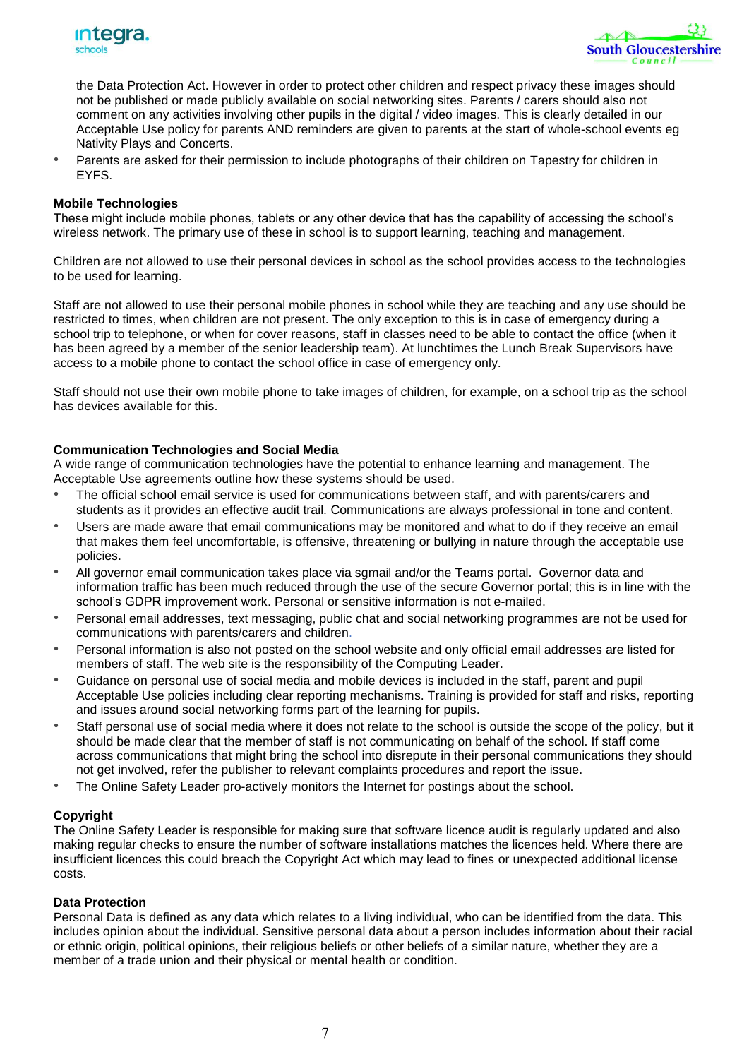the Data Protection Act. However in order to protect other children and respect privacy these images should not be published or made publicly available on social networking sites. Parents / carers should also not comment on any activities involving other pupils in the digital / video images. This is clearly detailed in our Acceptable Use policy for parents AND reminders are given to parents at the start of whole-school events eg Nativity Plays and Concerts.

- Parents are asked for their permission to include photographs of their children on Tapestry for children in EYFS.

**Mobile Technologies**

These might include mobile phones, tablets or any other device that has the capability of accessing the school's wireless network. The primary use of these in school is to support learning, teaching and management.

Children are not allowed to use their personal devices in school as the school provides access to the technologies to be used for learning.

Staff are not allowed to use their personal mobile phones in school while they are teaching and any use should be restricted to times, when children are not present. The only exception to this is in case of emergency during a school trip to telephone, or when for cover reasons, staff in classes need to be able to contact the office (when it has been agreed by a member of the senior leadership team). At lunchtimes the Lunch Break Supervisors have access to a mobile phone to contact the school office in case of emergency only.

Staff should not use their own mobile phone to take images of children, for example, on a school trip as the school has devices available for this.

**Communication Technologies and Social Media**

A wide range of communication technologies have the potential to enhance learning and management. The Acceptable Use agreements outline how these systems should be used.

- The official school email service is used for communications between staff, and with parents/carers and students as it provides an effective audit trail. Communications are always professional in tone and content.
- Users are made aware that email communications may be monitored and what to do if they receive an email that makes them feel uncomfortable, is offensive, threatening or bullying in nature through the acceptable use policies.
- All governor email communication takes place via sgmail and/or the Teams portal. Governor data and information traffic has been much reduced through the use of the secure Governor portal; this is in line with the school's GDPR improvement work. Personal or sensitive information is not e-mailed.
- Personal email addresses, text messaging, public chat and social networking programmes are not be used for communications with parents/carers and children.
- Personal information is also not posted on the school website and only official email addresses are listed for members of staff. The web site is the responsibility of the Computing Leader.
- Guidance on personal use of social media and mobile devices is included in the staff, parent and pupil Acceptable Use policies including clear reporting mechanisms. Training is provided for staff and risks, reporting and issues around social networking forms part of the learning for pupils.
- Staff personal use of social media where it does not relate to the school is outside the scope of the policy, but it should be made clear that the member of staff is not communicating on behalf of the school. If staff come across communications that might bring the school into disrepute in their personal communications they should not get involved, refer the publisher to relevant complaints procedures and report the issue.
- The Online Safety Leader pro-actively monitors the Internet for postings about the school.

**Copyright**

The Online Safety Leader is responsible for making sure that software licence audit is regularly updated and also making regular checks to ensure the number of software installations matches the licences held. Where there are insufficient licences this could breach the Copyright Act which may lead to fines or unexpected additional license costs.

**Data Protection**

Personal Data is defined as any data which relates to a living individual, who can be identified from the data. This includes opinion about the individual. Sensitive personal data about a person includes information about their racial or ethnic origin, political opinions, their religious beliefs or other beliefs of a similar nature, whether they are a member of a trade union and their physical or mental health or condition.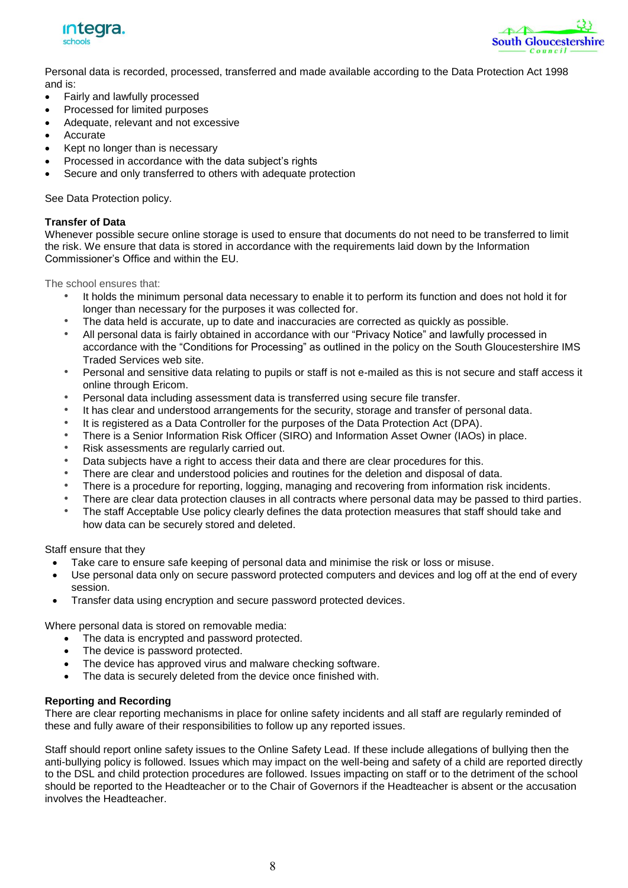Personal data is recorded, processed, transferred and made available according to the Data Protection Act 1998 and is:

- Fairly and lawfully processed
- Processed for limited purposes
- Adequate, relevant and not excessive
- Accurate
- Kept no longer than is necessary
- Processed in accordance with the data subject's rights
- Secure and only transferred to others with adequate protection

See Data Protection policy.

**Transfer of Data**

Whenever possible secure online storage is used to ensure that documents do not need to be transferred to limit the risk. We ensure that data is stored in accordance with the requirements laid down by the Information Commissioner's Office and within the EU.

The school ensures that:

- It holds the minimum personal data necessary to enable it to perform its function and does not hold it for longer than necessary for the purposes it was collected for.
- The data held is accurate, up to date and inaccuracies are corrected as quickly as possible.
- All personal data is fairly obtained in accordance with our "Privacy Notice" and lawfully processed in accordance with the "Conditions for Processing" as outlined in the policy on the South Gloucestershire IMS Traded Services web site.
- Personal and sensitive data relating to pupils or staff is not e-mailed as this is not secure and staff access it online through Ericom.
- Personal data including assessment data is transferred using secure file transfer.
- It has clear and understood arrangements for the security, storage and transfer of personal data.
- It is registered as a Data Controller for the purposes of the Data Protection Act (DPA).
- There is a Senior Information Risk Officer (SIRO) and Information Asset Owner (IAOs) in place.
- Risk assessments are regularly carried out.
- Data subjects have a right to access their data and there are clear procedures for this.
- There are clear and understood policies and routines for the deletion and disposal of data.
- There is a procedure for reporting, logging, managing and recovering from information risk incidents.
- There are clear data protection clauses in all contracts where personal data may be passed to third parties.
- The staff Acceptable Use policy clearly defines the data protection measures that staff should take and how data can be securely stored and deleted.

Staff ensure that they

- Take care to ensure safe keeping of personal data and minimise the risk or loss or misuse.
- Use personal data only on secure password protected computers and devices and log off at the end of every session.
- Transfer data using encryption and secure password protected devices.

Where personal data is stored on removable media:

- The data is encrypted and password protected.
- The device is password protected.
- The device has approved virus and malware checking software.
- The data is securely deleted from the device once finished with.

**Reporting and Recording**

There are clear reporting mechanisms in place for online safety incidents and all staff are regularly reminded of these and fully aware of their responsibilities to follow up any reported issues.

Staff should report online safety issues to the Online Safety Lead. If these include allegations of bullying then the anti-bullying policy is followed. Issues which may impact on the well-being and safety of a child are reported directly to the DSL and child protection procedures are followed. Issues impacting on staff or to the detriment of the school should be reported to the Headteacher or to the Chair of Governors if the Headteacher is absent or the accusation involves the Headteacher.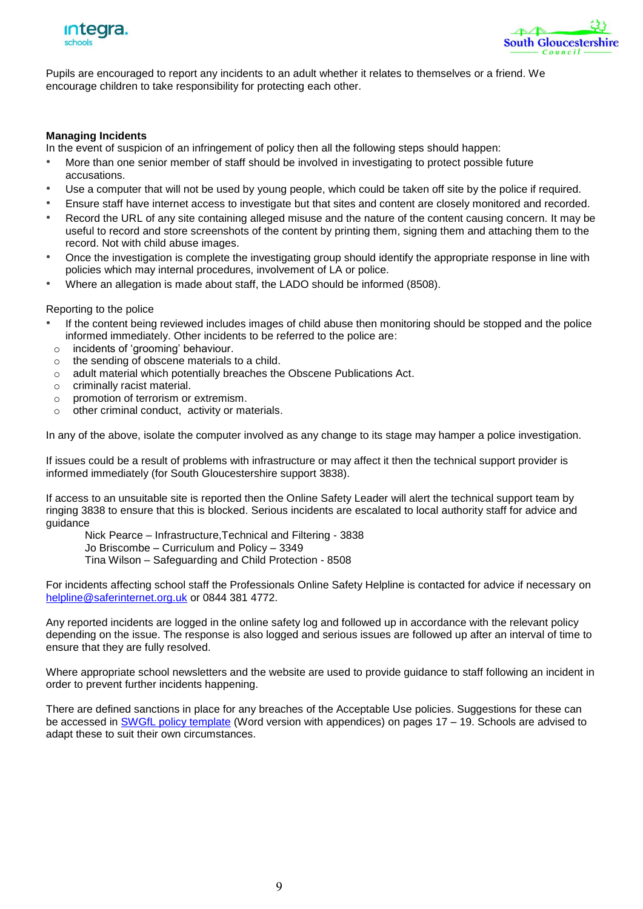Pupils are encouraged to report any incidents to an adult whether it relates to themselves or a friend. We encourage children to take responsibility for protecting each other.

**Managing Incidents**

In the event of suspicion of an infringement of policy then all the following steps should happen:

- More than one senior member of staff should be involved in investigating to protect possible future accusations.
- Use a computer that will not be used by young people, which could be taken off site by the police if required.
- Ensure staff have internet access to investigate but that sites and content are closely monitored and recorded.
- Record the URL of any site containing alleged misuse and the nature of the content causing concern. It may be useful to record and store screenshots of the content by printing them, signing them and attaching them to the record. Not with child abuse images.
- Once the investigation is complete the investigating group should identify the appropriate response in line with policies which may internal procedures, involvement of LA or police.
- Where an allegation is made about staff, the LADO should be informed (8508).

Reporting to the police

- If the content being reviewed includes images of child abuse then monitoring should be stopped and the police informed immediately. Other incidents to be referred to the police are:
  - incidents of 'grooming' behaviour.
  - the sending of obscene materials to a child.
  - adult material which potentially breaches the Obscene Publications Act.
  - criminally racist material.
  - promotion of terrorism or extremism.
  - other criminal conduct, activity or materials.

In any of the above, isolate the computer involved as any change to its stage may hamper a police investigation.

If issues could be a result of problems with infrastructure or may affect it then the technical support provider is informed immediately (for South Gloucestershire support 3838).

If access to an unsuitable site is reported then the Online Safety Leader will alert the technical support team by ringing 3838 to ensure that this is blocked. Serious incidents are escalated to local authority staff for advice and guidance

Nick Pearce – Infrastructure,Technical and Filtering - 3838
Jo Briscombe – Curriculum and Policy – 3349
Tina Wilson – Safeguarding and Child Protection - 8508

For incidents affecting school staff the Professionals Online Safety Helpline is contacted for advice if necessary on helpline@saferinternet.org.uk or 0844 381 4772.

Any reported incidents are logged in the online safety log and followed up in accordance with the relevant policy depending on the issue. The response is also logged and serious issues are followed up after an interval of time to ensure that they are fully resolved.

Where appropriate school newsletters and the website are used to provide guidance to staff following an incident in order to prevent further incidents happening.

There are defined sanctions in place for any breaches of the Acceptable Use policies. Suggestions for these can be accessed in SWGfL policy template (Word version with appendices) on pages 17 – 19. Schools are advised to adapt these to suit their own circumstances.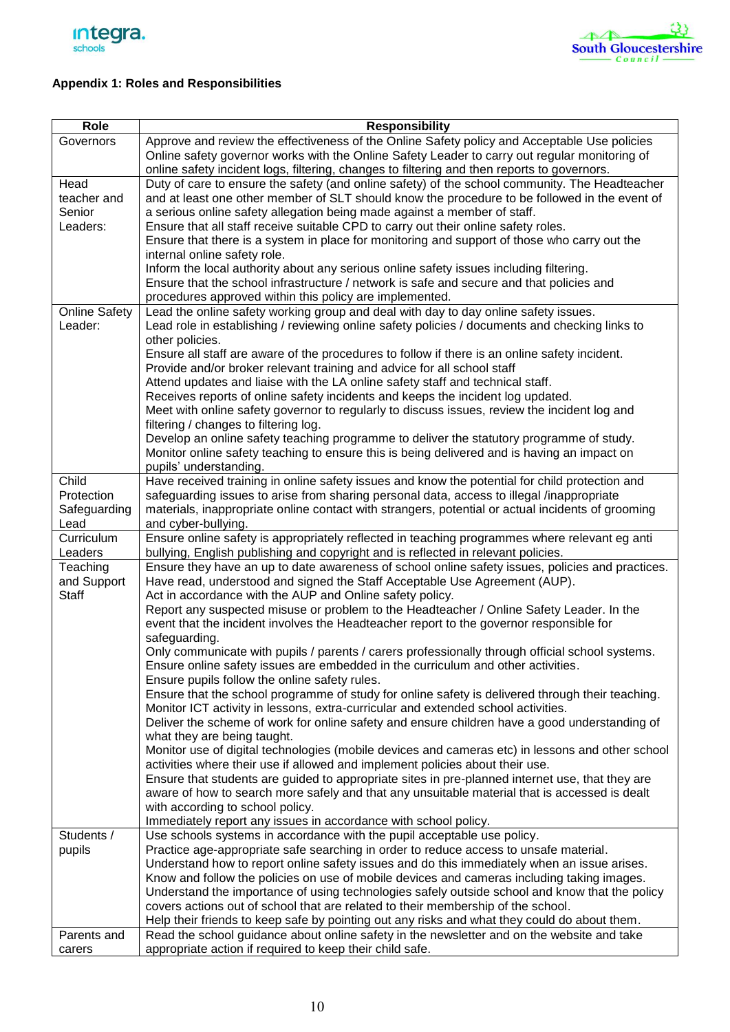### Appendix 1: Roles and Responsibilities

| Role | Responsibility |
| --- | --- |
| Governors | Approve and review the effectiveness of the Online Safety policy and Acceptable Use policies<br>Online safety governor works with the Online Safety Leader to carry out regular monitoring of online safety incident logs, filtering, changes to filtering and then reports to governors. |
| Head teacher and Senior Leaders: | Duty of care to ensure the safety (and online safety) of the school community. The Headteacher and at least one other member of SLT should know the procedure to be followed in the event of a serious online safety allegation being made against a member of staff.<br>Ensure that all staff receive suitable CPD to carry out their online safety roles.<br>Ensure that there is a system in place for monitoring and support of those who carry out the internal online safety role.<br>Inform the local authority about any serious online safety issues including filtering.<br>Ensure that the school infrastructure / network is safe and secure and that policies and procedures approved within this policy are implemented. |
| Online Safety Leader: | Lead the online safety working group and deal with day to day online safety issues.<br>Lead role in establishing / reviewing online safety policies / documents and checking links to other policies.<br>Ensure all staff are aware of the procedures to follow if there is an online safety incident.<br>Provide and/or broker relevant training and advice for all school staff<br>Attend updates and liaise with the LA online safety staff and technical staff.<br>Receives reports of online safety incidents and keeps the incident log updated.<br>Meet with online safety governor to regularly to discuss issues, review the incident log and filtering / changes to filtering log.<br>Develop an online safety teaching programme to deliver the statutory programme of study.<br>Monitor online safety teaching to ensure this is being delivered and is having an impact on pupils' understanding. |
| Child Protection Safeguarding Lead | Have received training in online safety issues and know the potential for child protection and safeguarding issues to arise from sharing personal data, access to illegal /inappropriate materials, inappropriate online contact with strangers, potential or actual incidents of grooming and cyber-bullying. |
| Curriculum Leaders | Ensure online safety is appropriately reflected in teaching programmes where relevant eg anti bullying, English publishing and copyright and is reflected in relevant policies. |
| Teaching and Support Staff | Ensure they have an up to date awareness of school online safety issues, policies and practices.<br>Have read, understood and signed the Staff Acceptable Use Agreement (AUP).<br>Act in accordance with the AUP and Online safety policy.<br>Report any suspected misuse or problem to the Headteacher / Online Safety Leader. In the event that the incident involves the Headteacher report to the governor responsible for safeguarding.<br>Only communicate with pupils / parents / carers professionally through official school systems.<br>Ensure online safety issues are embedded in the curriculum and other activities.<br>Ensure pupils follow the online safety rules.<br>Ensure that the school programme of study for online safety is delivered through their teaching.<br>Monitor ICT activity in lessons, extra-curricular and extended school activities.<br>Deliver the scheme of work for online safety and ensure children have a good understanding of what they are being taught.<br>Monitor use of digital technologies (mobile devices and cameras etc) in lessons and other school activities where their use if allowed and implement policies about their use.<br>Ensure that students are guided to appropriate sites in pre-planned internet use, that they are aware of how to search more safely and that any unsuitable material that is accessed is dealt with according to school policy.<br>Immediately report any issues in accordance with school policy. |
| Students / pupils | Use schools systems in accordance with the pupil acceptable use policy.<br>Practice age-appropriate safe searching in order to reduce access to unsafe material.<br>Understand how to report online safety issues and do this immediately when an issue arises.<br>Know and follow the policies on use of mobile devices and cameras including taking images.<br>Understand the importance of using technologies safely outside school and know that the policy covers actions out of school that are related to their membership of the school.<br>Help their friends to keep safe by pointing out any risks and what they could do about them. |
| Parents and carers | Read the school guidance about online safety in the newsletter and on the website and take appropriate action if required to keep their child safe. |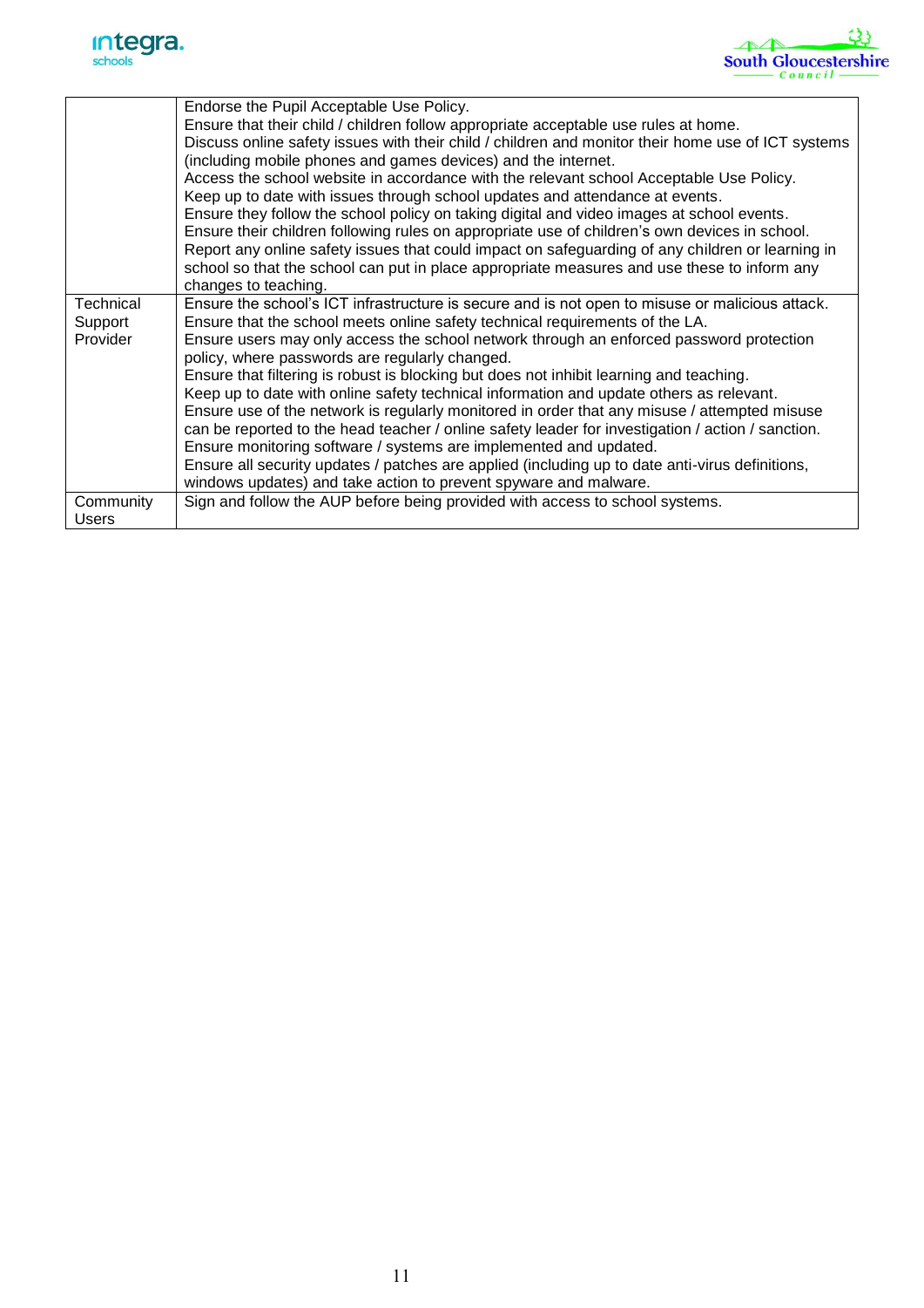| | |
|---|---|
| | Endorse the Pupil Acceptable Use Policy.<br>Ensure that their child / children follow appropriate acceptable use rules at home.<br>Discuss online safety issues with their child / children and monitor their home use of ICT systems (including mobile phones and games devices) and the internet.<br>Access the school website in accordance with the relevant school Acceptable Use Policy.<br>Keep up to date with issues through school updates and attendance at events.<br>Ensure they follow the school policy on taking digital and video images at school events.<br>Ensure their children following rules on appropriate use of children's own devices in school.<br>Report any online safety issues that could impact on safeguarding of any children or learning in school so that the school can put in place appropriate measures and use these to inform any changes to teaching. |
| Technical Support Provider | Ensure the school's ICT infrastructure is secure and is not open to misuse or malicious attack.<br>Ensure that the school meets online safety technical requirements of the LA.<br>Ensure users may only access the school network through an enforced password protection policy, where passwords are regularly changed.<br>Ensure that filtering is robust is blocking but does not inhibit learning and teaching.<br>Keep up to date with online safety technical information and update others as relevant.<br>Ensure use of the network is regularly monitored in order that any misuse / attempted misuse can be reported to the head teacher / online safety leader for investigation / action / sanction.<br>Ensure monitoring software / systems are implemented and updated.<br>Ensure all security updates / patches are applied (including up to date anti-virus definitions, windows updates) and take action to prevent spyware and malware. |
| Community Users | Sign and follow the AUP before being provided with access to school systems. |